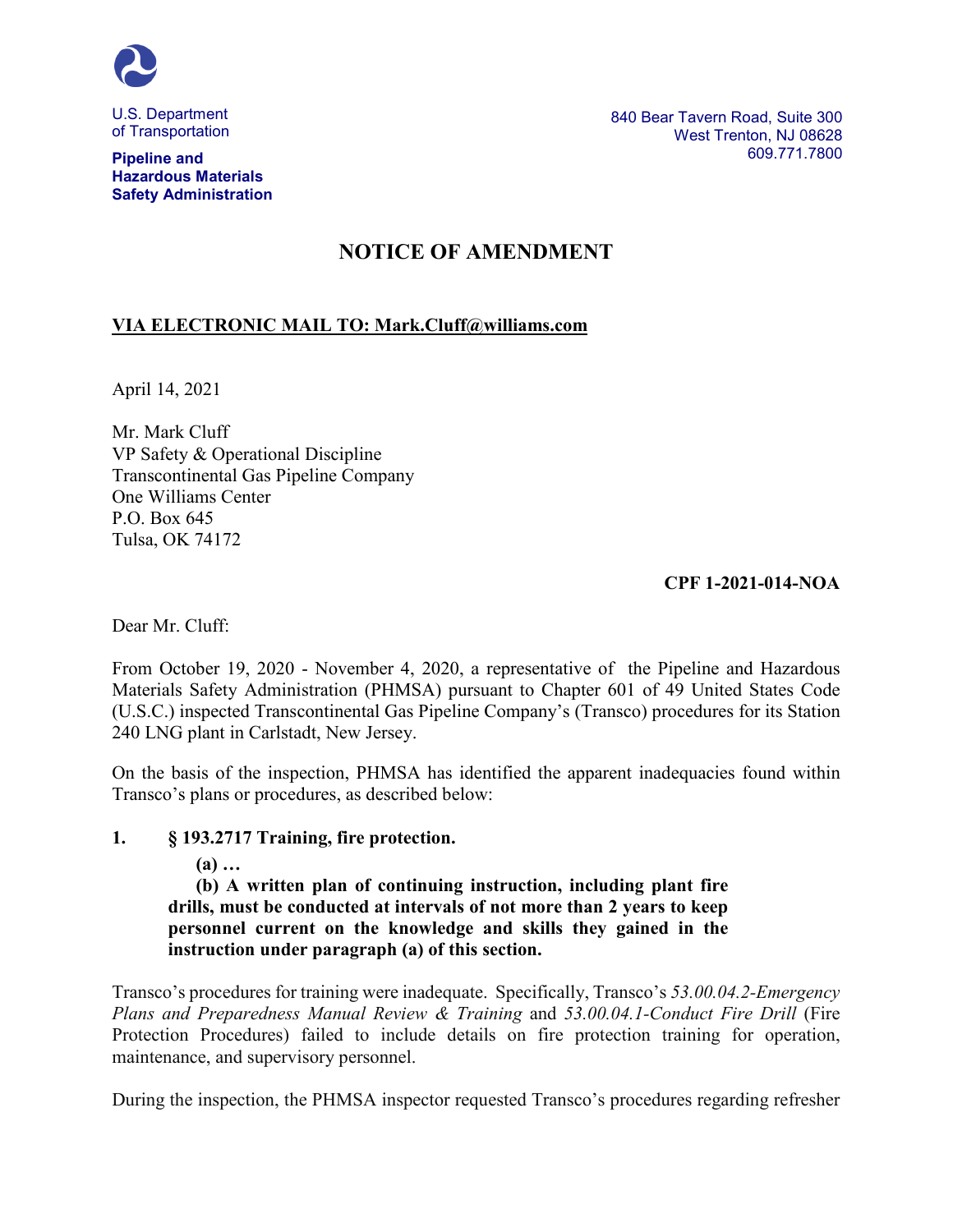U.S. Department of Transportation

**Pipeline and Hazardous Materials Safety Administration**

840 Bear Tavern Road, Suite 300
West Trenton, NJ 08628
609.771.7800

# NOTICE OF AMENDMENT

**VIA ELECTRONIC MAIL TO: Mark.Cluff@williams.com**

April 14, 2021

Mr. Mark Cluff
VP Safety & Operational Discipline
Transcontinental Gas Pipeline Company
One Williams Center
P.O. Box 645
Tulsa, OK 74172

**CPF 1-2021-014-NOA**

Dear Mr. Cluff:

From October 19, 2020 - November 4, 2020, a representative of the Pipeline and Hazardous Materials Safety Administration (PHMSA) pursuant to Chapter 601 of 49 United States Code (U.S.C.) inspected Transcontinental Gas Pipeline Company's (Transco) procedures for its Station 240 LNG plant in Carlstadt, New Jersey.

On the basis of the inspection, PHMSA has identified the apparent inadequacies found within Transco's plans or procedures, as described below:

**1. § 193.2717 Training, fire protection.**

> **(a) …**
>
> **(b) A written plan of continuing instruction, including plant fire drills, must be conducted at intervals of not more than 2 years to keep personnel current on the knowledge and skills they gained in the instruction under paragraph (a) of this section.**

Transco's procedures for training were inadequate. Specifically, Transco's *53.00.04.2-Emergency Plans and Preparedness Manual Review & Training* and *53.00.04.1-Conduct Fire Drill* (Fire Protection Procedures) failed to include details on fire protection training for operation, maintenance, and supervisory personnel.

During the inspection, the PHMSA inspector requested Transco's procedures regarding refresher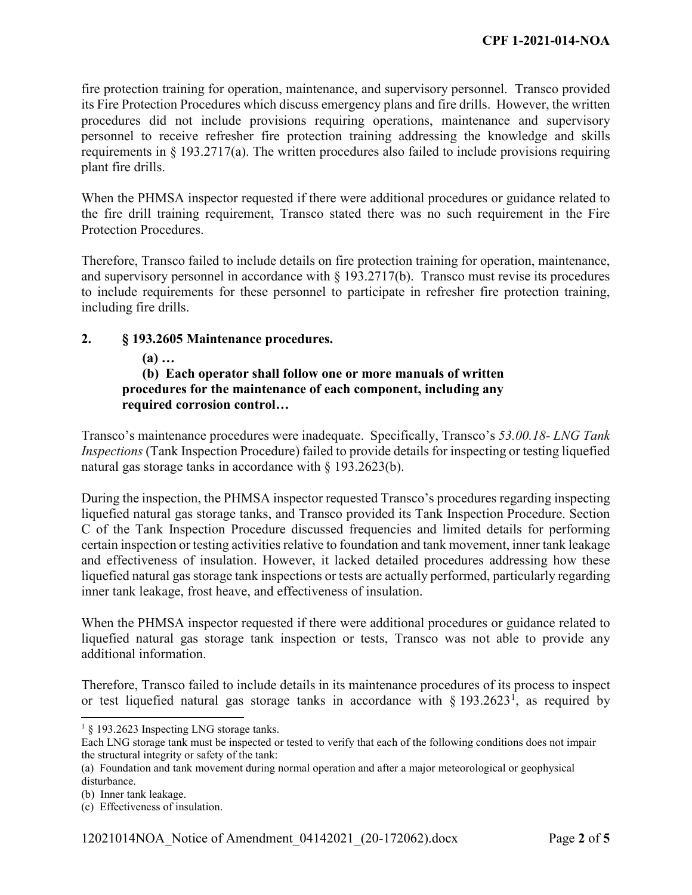fire protection training for operation, maintenance, and supervisory personnel. Transco provided its Fire Protection Procedures which discuss emergency plans and fire drills. However, the written procedures did not include provisions requiring operations, maintenance and supervisory personnel to receive refresher fire protection training addressing the knowledge and skills requirements in § 193.2717(a). The written procedures also failed to include provisions requiring plant fire drills.

When the PHMSA inspector requested if there were additional procedures or guidance related to the fire drill training requirement, Transco stated there was no such requirement in the Fire Protection Procedures.

Therefore, Transco failed to include details on fire protection training for operation, maintenance, and supervisory personnel in accordance with § 193.2717(b). Transco must revise its procedures to include requirements for these personnel to participate in refresher fire protection training, including fire drills.

**2. § 193.2605 Maintenance procedures.**

> **(a) …**
>
> **(b) Each operator shall follow one or more manuals of written procedures for the maintenance of each component, including any required corrosion control…**

Transco's maintenance procedures were inadequate. Specifically, Transco's *53.00.18- LNG Tank Inspections* (Tank Inspection Procedure) failed to provide details for inspecting or testing liquefied natural gas storage tanks in accordance with § 193.2623(b).

During the inspection, the PHMSA inspector requested Transco's procedures regarding inspecting liquefied natural gas storage tanks, and Transco provided its Tank Inspection Procedure. Section C of the Tank Inspection Procedure discussed frequencies and limited details for performing certain inspection or testing activities relative to foundation and tank movement, inner tank leakage and effectiveness of insulation. However, it lacked detailed procedures addressing how these liquefied natural gas storage tank inspections or tests are actually performed, particularly regarding inner tank leakage, frost heave, and effectiveness of insulation.

When the PHMSA inspector requested if there were additional procedures or guidance related to liquefied natural gas storage tank inspection or tests, Transco was not able to provide any additional information.

Therefore, Transco failed to include details in its maintenance procedures of its process to inspect or test liquefied natural gas storage tanks in accordance with § 193.2623[1], as required by

---

[1] § 193.2623 Inspecting LNG storage tanks.

Each LNG storage tank must be inspected or tested to verify that each of the following conditions does not impair the structural integrity or safety of the tank:

(a) Foundation and tank movement during normal operation and after a major meteorological or geophysical disturbance.

(b) Inner tank leakage.

(c) Effectiveness of insulation.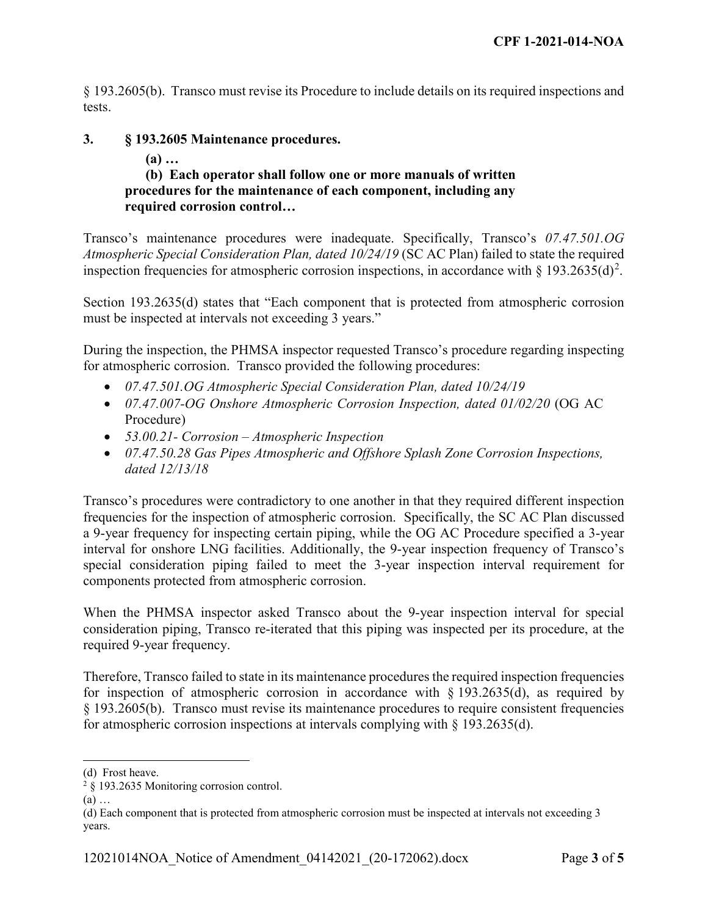§ 193.2605(b). Transco must revise its Procedure to include details on its required inspections and tests.

**3. § 193.2605 Maintenance procedures.**

**(a) …**

**(b) Each operator shall follow one or more manuals of written procedures for the maintenance of each component, including any required corrosion control…**

Transco's maintenance procedures were inadequate. Specifically, Transco's *07.47.501.OG Atmospheric Special Consideration Plan, dated 10/24/19* (SC AC Plan) failed to state the required inspection frequencies for atmospheric corrosion inspections, in accordance with § 193.2635(d)[2].

Section 193.2635(d) states that "Each component that is protected from atmospheric corrosion must be inspected at intervals not exceeding 3 years."

During the inspection, the PHMSA inspector requested Transco's procedure regarding inspecting for atmospheric corrosion. Transco provided the following procedures:

- *07.47.501.OG Atmospheric Special Consideration Plan, dated 10/24/19*
- *07.47.007-OG Onshore Atmospheric Corrosion Inspection, dated 01/02/20* (OG AC Procedure)
- *53.00.21- Corrosion – Atmospheric Inspection*
- *07.47.50.28 Gas Pipes Atmospheric and Offshore Splash Zone Corrosion Inspections, dated 12/13/18*

Transco's procedures were contradictory to one another in that they required different inspection frequencies for the inspection of atmospheric corrosion. Specifically, the SC AC Plan discussed a 9-year frequency for inspecting certain piping, while the OG AC Procedure specified a 3-year interval for onshore LNG facilities. Additionally, the 9-year inspection frequency of Transco's special consideration piping failed to meet the 3-year inspection interval requirement for components protected from atmospheric corrosion.

When the PHMSA inspector asked Transco about the 9-year inspection interval for special consideration piping, Transco re-iterated that this piping was inspected per its procedure, at the required 9-year frequency.

Therefore, Transco failed to state in its maintenance procedures the required inspection frequencies for inspection of atmospheric corrosion in accordance with § 193.2635(d), as required by § 193.2605(b). Transco must revise its maintenance procedures to require consistent frequencies for atmospheric corrosion inspections at intervals complying with § 193.2635(d).

---

(d) Frost heave.

[2] § 193.2635 Monitoring corrosion control.

(a) …

(d) Each component that is protected from atmospheric corrosion must be inspected at intervals not exceeding 3 years.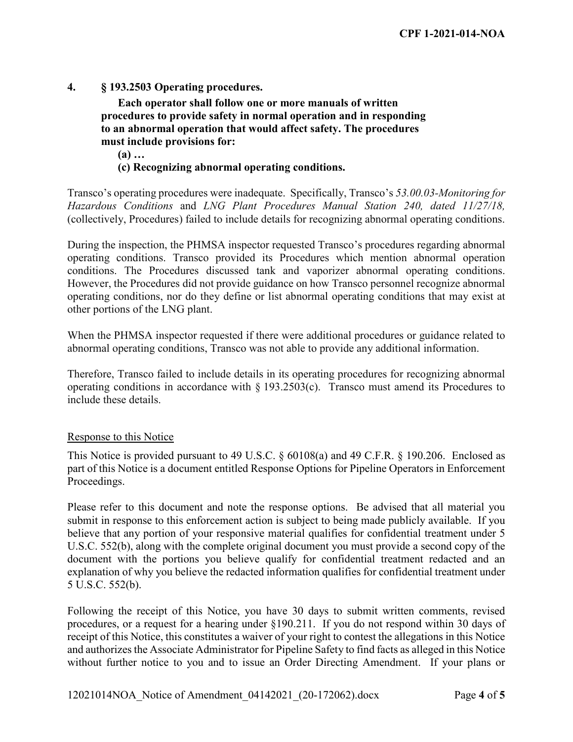**4. § 193.2503 Operating procedures.**

**Each operator shall follow one or more manuals of written procedures to provide safety in normal operation and in responding to an abnormal operation that would affect safety. The procedures must include provisions for:**

**(a) …**

**(c) Recognizing abnormal operating conditions.**

Transco's operating procedures were inadequate. Specifically, Transco's *53.00.03-Monitoring for Hazardous Conditions* and *LNG Plant Procedures Manual Station 240, dated 11/27/18,* (collectively, Procedures) failed to include details for recognizing abnormal operating conditions.

During the inspection, the PHMSA inspector requested Transco's procedures regarding abnormal operating conditions. Transco provided its Procedures which mention abnormal operation conditions. The Procedures discussed tank and vaporizer abnormal operating conditions. However, the Procedures did not provide guidance on how Transco personnel recognize abnormal operating conditions, nor do they define or list abnormal operating conditions that may exist at other portions of the LNG plant.

When the PHMSA inspector requested if there were additional procedures or guidance related to abnormal operating conditions, Transco was not able to provide any additional information.

Therefore, Transco failed to include details in its operating procedures for recognizing abnormal operating conditions in accordance with § 193.2503(c). Transco must amend its Procedures to include these details.

## Response to this Notice

This Notice is provided pursuant to 49 U.S.C. § 60108(a) and 49 C.F.R. § 190.206. Enclosed as part of this Notice is a document entitled Response Options for Pipeline Operators in Enforcement Proceedings.

Please refer to this document and note the response options. Be advised that all material you submit in response to this enforcement action is subject to being made publicly available. If you believe that any portion of your responsive material qualifies for confidential treatment under 5 U.S.C. 552(b), along with the complete original document you must provide a second copy of the document with the portions you believe qualify for confidential treatment redacted and an explanation of why you believe the redacted information qualifies for confidential treatment under 5 U.S.C. 552(b).

Following the receipt of this Notice, you have 30 days to submit written comments, revised procedures, or a request for a hearing under §190.211. If you do not respond within 30 days of receipt of this Notice, this constitutes a waiver of your right to contest the allegations in this Notice and authorizes the Associate Administrator for Pipeline Safety to find facts as alleged in this Notice without further notice to you and to issue an Order Directing Amendment. If your plans or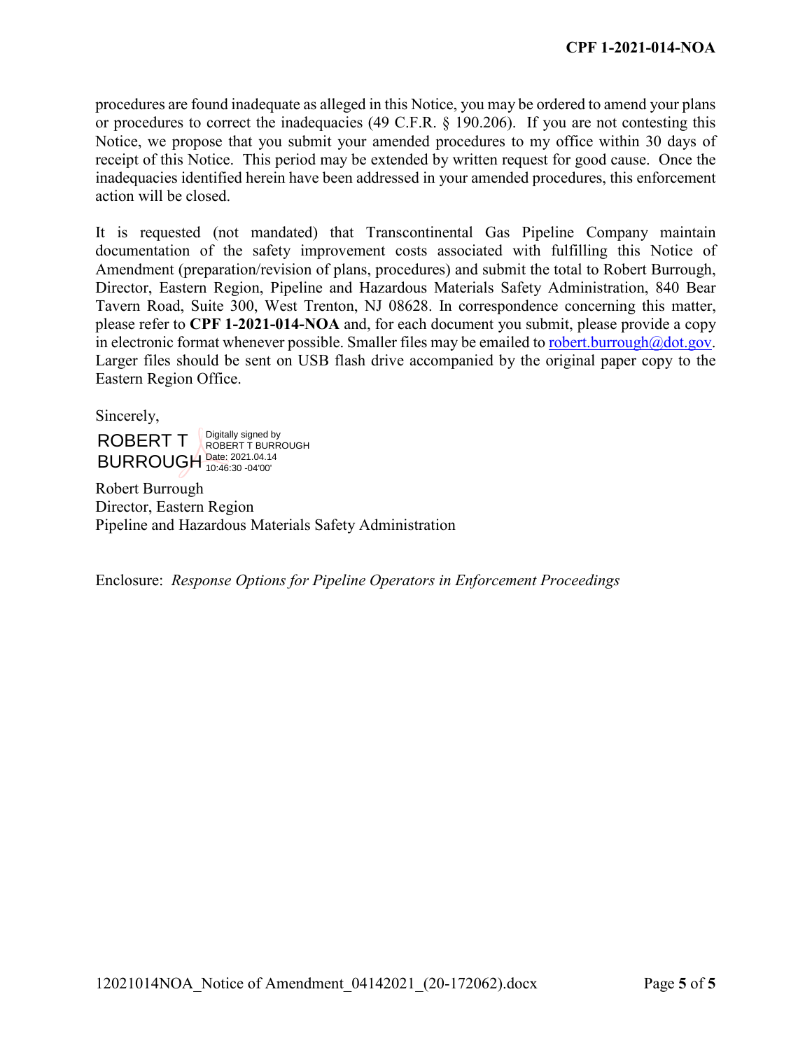procedures are found inadequate as alleged in this Notice, you may be ordered to amend your plans or procedures to correct the inadequacies (49 C.F.R. § 190.206). If you are not contesting this Notice, we propose that you submit your amended procedures to my office within 30 days of receipt of this Notice. This period may be extended by written request for good cause. Once the inadequacies identified herein have been addressed in your amended procedures, this enforcement action will be closed.

It is requested (not mandated) that Transcontinental Gas Pipeline Company maintain documentation of the safety improvement costs associated with fulfilling this Notice of Amendment (preparation/revision of plans, procedures) and submit the total to Robert Burrough, Director, Eastern Region, Pipeline and Hazardous Materials Safety Administration, 840 Bear Tavern Road, Suite 300, West Trenton, NJ 08628. In correspondence concerning this matter, please refer to **CPF 1-2021-014-NOA** and, for each document you submit, please provide a copy in electronic format whenever possible. Smaller files may be emailed to robert.burrough@dot.gov. Larger files should be sent on USB flash drive accompanied by the original paper copy to the Eastern Region Office.

Sincerely,

ROBERT T BURROUGH
Digitally signed by ROBERT T BURROUGH
Date: 2021.04.14 10:46:30 -04'00'

Robert Burrough
Director, Eastern Region
Pipeline and Hazardous Materials Safety Administration

Enclosure: *Response Options for Pipeline Operators in Enforcement Proceedings*